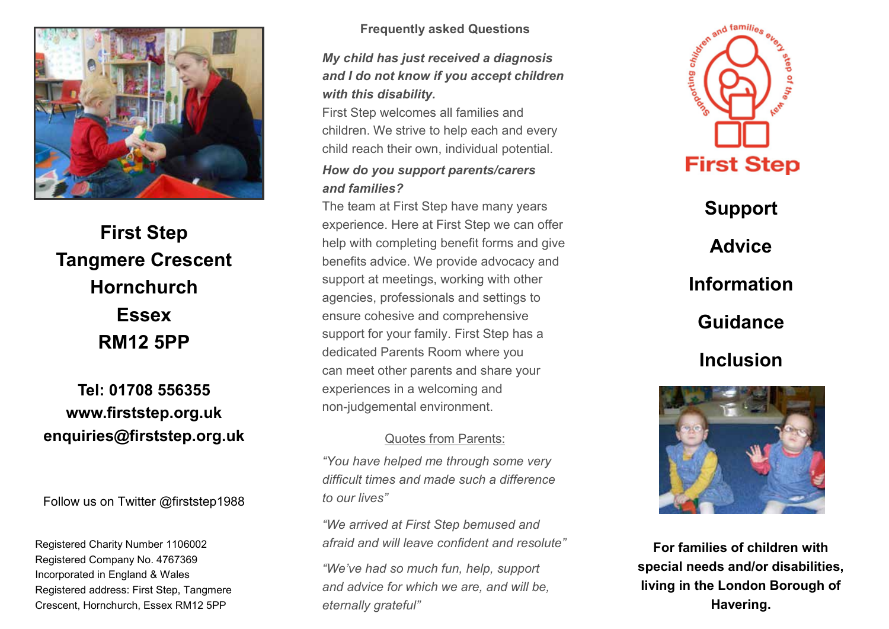**First Step**
**Tangmere Crescent**
**Hornchurch**
**Essex**
**RM12 5PP**

**Tel: 01708 556355**
**www.firststep.org.uk**
**enquiries@firststep.org.uk**

Follow us on Twitter @firststep1988

Registered Charity Number 1106002
Registered Company No. 4767369
Incorporated in England & Wales
Registered address: First Step, Tangmere Crescent, Hornchurch, Essex RM12 5PP

## Frequently asked Questions

***My child has just received a diagnosis and I do not know if you accept children with this disability.***

First Step welcomes all families and children. We strive to help each and every child reach their own, individual potential.

***How do you support parents/carers and families?***

The team at First Step have many years experience. Here at First Step we can offer help with completing benefit forms and give benefits advice. We provide advocacy and support at meetings, working with other agencies, professionals and settings to ensure cohesive and comprehensive support for your family. First Step has a dedicated Parents Room where you can meet other parents and share your experiences in a welcoming and non-judgemental environment.

Quotes from Parents:

*"You have helped me through some very difficult times and made such a difference to our lives"*

*"We arrived at First Step bemused and afraid and will leave confident and resolute"*

*"We've had so much fun, help, support and advice for which we are, and will be, eternally grateful"*

Supporting children and families every step of the way

# First Step

## Support

## Advice

## Information

## Guidance

## Inclusion

**For families of children with special needs and/or disabilities, living in the London Borough of Havering.**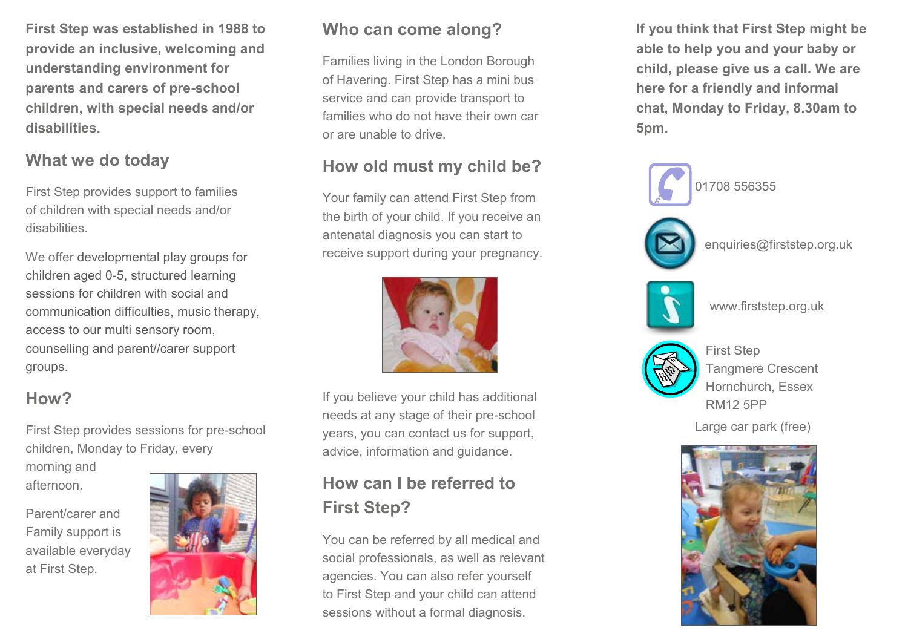**First Step was established in 1988 to provide an inclusive, welcoming and understanding environment for parents and carers of pre-school children, with special needs and/or disabilities.**

## What we do today

First Step provides support to families of children with special needs and/or disabilities.

We offer developmental play groups for children aged 0-5, structured learning sessions for children with social and communication difficulties, music therapy, access to our multi sensory room, counselling and parent//carer support groups.

## How?

First Step provides sessions for pre-school children, Monday to Friday, every morning and afternoon.

Parent/carer and Family support is available everyday at First Step.

## Who can come along?

Families living in the London Borough of Havering. First Step has a mini bus service and can provide transport to families who do not have their own car or are unable to drive.

## How old must my child be?

Your family can attend First Step from the birth of your child. If you receive an antenatal diagnosis you can start to receive support during your pregnancy.

If you believe your child has additional needs at any stage of their pre-school years, you can contact us for support, advice, information and guidance.

## How can I be referred to First Step?

You can be referred by all medical and social professionals, as well as relevant agencies. You can also refer yourself to First Step and your child can attend sessions without a formal diagnosis.

**If you think that First Step might be able to help you and your baby or child, please give us a call. We are here for a friendly and informal chat, Monday to Friday, 8.30am to 5pm.**

01708 556355

enquiries@firststep.org.uk

www.firststep.org.uk

First Step
Tangmere Crescent
Hornchurch, Essex
RM12 5PP

Large car park (free)